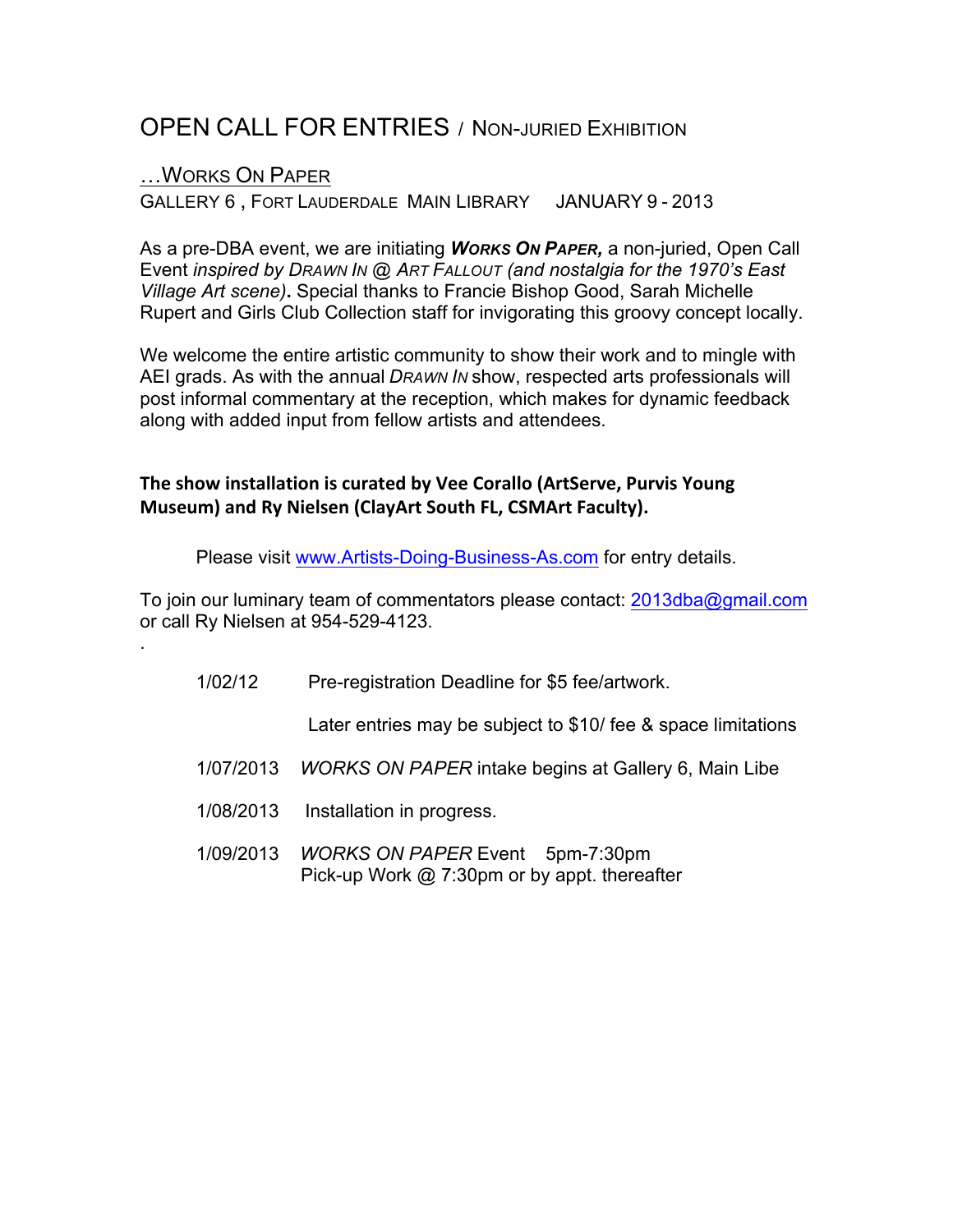# OPEN CALL FOR ENTRIES / NON-JURIED EXHIBITION

## …WORKS ON PAPER

GALLERY 6 , FORT LAUDERDALE MAIN LIBRARY JANUARY 9 - 2013

As a pre-DBA event, we are initiating ***WORKS ON PAPER,*** a non-juried, Open Call Event *inspired by DRAWN IN @ ART FALLOUT (and nostalgia for the 1970's East Village Art scene)*. Special thanks to Francie Bishop Good, Sarah Michelle Rupert and Girls Club Collection staff for invigorating this groovy concept locally.

We welcome the entire artistic community to show their work and to mingle with AEI grads. As with the annual *DRAWN IN* show, respected arts professionals will post informal commentary at the reception, which makes for dynamic feedback along with added input from fellow artists and attendees.

**The show installation is curated by Vee Corallo (ArtServe, Purvis Young Museum) and Ry Nielsen (ClayArt South FL, CSMArt Faculty).**

Please visit www.Artists-Doing-Business-As.com for entry details.

To join our luminary team of commentators please contact: 2013dba@gmail.com or call Ry Nielsen at 954-529-4123.

.

| | |
|---|---|
| 1/02/12 | Pre-registration Deadline for $5 fee/artwork. |
| | Later entries may be subject to $10/ fee & space limitations |
| 1/07/2013 | *WORKS ON PAPER* intake begins at Gallery 6, Main Libe |
| 1/08/2013 | Installation in progress. |
| 1/09/2013 | *WORKS ON PAPER* Event 5pm-7:30pm<br>Pick-up Work @ 7:30pm or by appt. thereafter |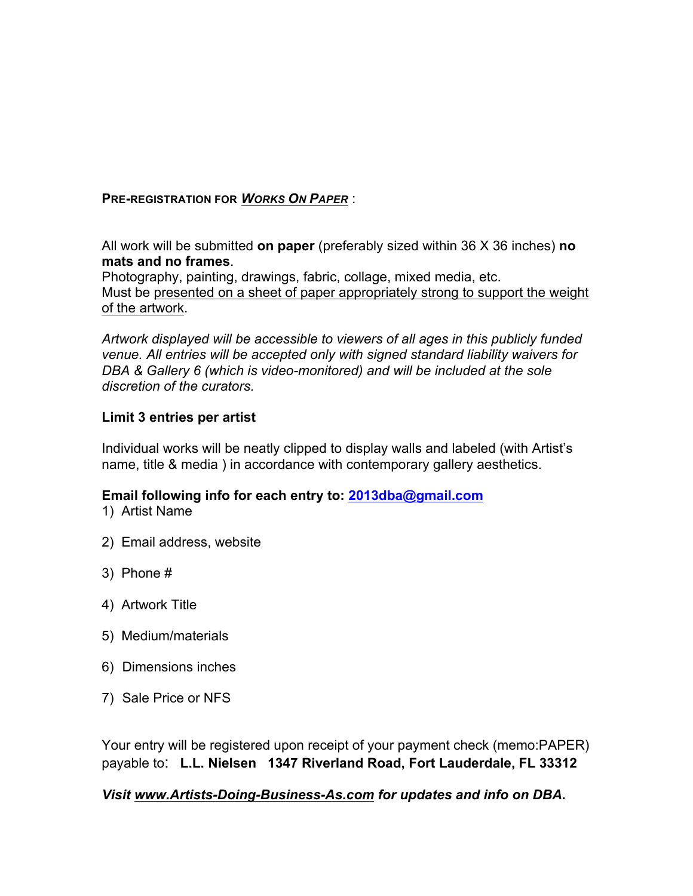**PRE-REGISTRATION FOR *WORKS ON PAPER*** :

All work will be submitted **on paper** (preferably sized within 36 X 36 inches) **no mats and no frames**.
Photography, painting, drawings, fabric, collage, mixed media, etc.
Must be presented on a sheet of paper appropriately strong to support the weight of the artwork.

*Artwork displayed will be accessible to viewers of all ages in this publicly funded venue. All entries will be accepted only with signed standard liability waivers for DBA & Gallery 6 (which is video-monitored) and will be included at the sole discretion of the curators.*

**Limit 3 entries per artist**

Individual works will be neatly clipped to display walls and labeled (with Artist's name, title & media ) in accordance with contemporary gallery aesthetics.

**Email following info for each entry to: 2013dba@gmail.com**

1) Artist Name
2) Email address, website
3) Phone #
4) Artwork Title
5) Medium/materials
6) Dimensions inches
7) Sale Price or NFS

Your entry will be registered upon receipt of your payment check (memo:PAPER) payable to: **L.L. Nielsen 1347 Riverland Road, Fort Lauderdale, FL 33312**

***Visit www.Artists-Doing-Business-As.com for updates and info on DBA.***